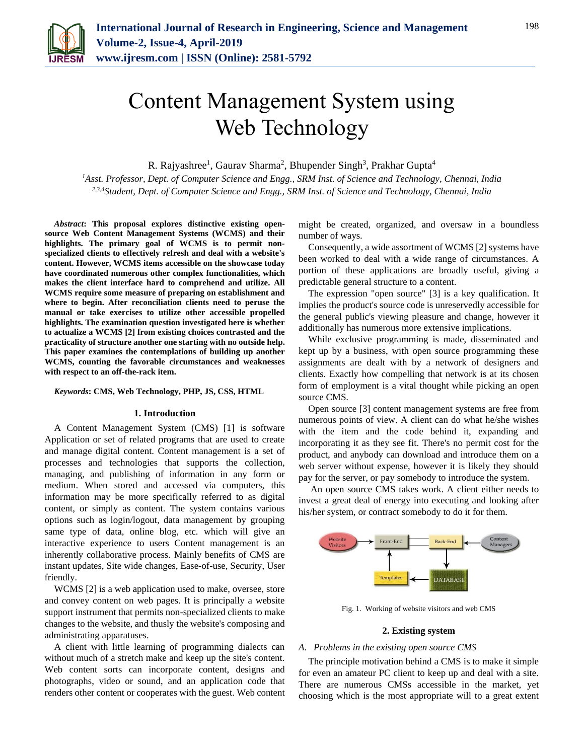# Content Management System using Web Technology

R. Rajyashree[1], Gaurav Sharma[2], Bhupender Singh[3], Prakhar Gupta[4]

[1]*Asst. Professor, Dept. of Computer Science and Engg., SRM Inst. of Science and Technology, Chennai, India*
[2,3,4]*Student, Dept. of Computer Science and Engg., SRM Inst. of Science and Technology, Chennai, India*

***Abstract*: This proposal explores distinctive existing open-source Web Content Management Systems (WCMS) and their highlights. The primary goal of WCMS is to permit non-specialized clients to effectively refresh and deal with a website's content. However, WCMS items accessible on the showcase today have coordinated numerous other complex functionalities, which makes the client interface hard to comprehend and utilize. All WCMS require some measure of preparing on establishment and where to begin. After reconciliation clients need to peruse the manual or take exercises to utilize other accessible propelled highlights. The examination question investigated here is whether to actualize a WCMS [2] from existing choices contrasted and the practicality of structure another one starting with no outside help. This paper examines the contemplations of building up another WCMS, counting the favorable circumstances and weaknesses with respect to an off-the-rack item.**

***Keywords*: CMS, Web Technology, PHP, JS, CSS, HTML**

## 1. Introduction

A Content Management System (CMS) [1] is software Application or set of related programs that are used to create and manage digital content. Content management is a set of processes and technologies that supports the collection, managing, and publishing of information in any form or medium. When stored and accessed via computers, this information may be more specifically referred to as digital content, or simply as content. The system contains various options such as login/logout, data management by grouping same type of data, online blog, etc. which will give an interactive experience to users Content management is an inherently collaborative process. Mainly benefits of CMS are instant updates, Site wide changes, Ease-of-use, Security, User friendly.

WCMS [2] is a web application used to make, oversee, store and convey content on web pages. It is principally a website support instrument that permits non-specialized clients to make changes to the website, and thusly the website's composing and administrating apparatuses.

A client with little learning of programming dialects can without much of a stretch make and keep up the site's content. Web content sorts can incorporate content, designs and photographs, video or sound, and an application code that renders other content or cooperates with the guest. Web content might be created, organized, and oversaw in a boundless number of ways.

Consequently, a wide assortment of WCMS [2] systems have been worked to deal with a wide range of circumstances. A portion of these applications are broadly useful, giving a predictable general structure to a content.

The expression "open source" [3] is a key qualification. It implies the product's source code is unreservedly accessible for the general public's viewing pleasure and change, however it additionally has numerous more extensive implications.

While exclusive programming is made, disseminated and kept up by a business, with open source programming these assignments are dealt with by a network of designers and clients. Exactly how compelling that network is at its chosen form of employment is a vital thought while picking an open source CMS.

Open source [3] content management systems are free from numerous points of view. A client can do what he/she wishes with the item and the code behind it, expanding and incorporating it as they see fit. There's no permit cost for the product, and anybody can download and introduce them on a web server without expense, however it is likely they should pay for the server, or pay somebody to introduce the system.

An open source CMS takes work. A client either needs to invest a great deal of energy into executing and looking after his/her system, or contract somebody to do it for them.

Fig. 1. Working of website visitors and web CMS

## 2. Existing system

### *A. Problems in the existing open source CMS*

The principle motivation behind a CMS is to make it simple for even an amateur PC client to keep up and deal with a site. There are numerous CMSs accessible in the market, yet choosing which is the most appropriate will to a great extent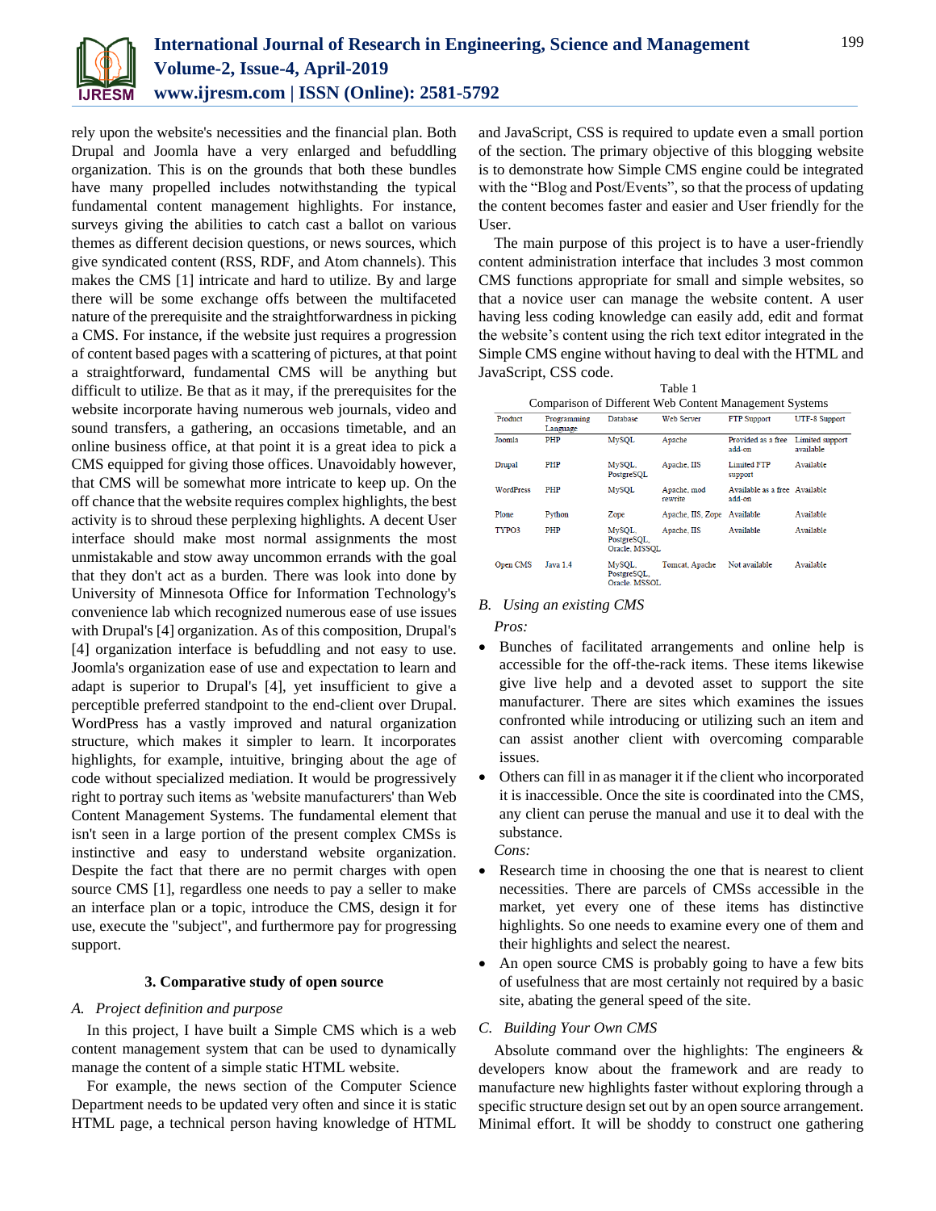rely upon the website's necessities and the financial plan. Both Drupal and Joomla have a very enlarged and befuddling organization. This is on the grounds that both these bundles have many propelled includes notwithstanding the typical fundamental content management highlights. For instance, surveys giving the abilities to catch cast a ballot on various themes as different decision questions, or news sources, which give syndicated content (RSS, RDF, and Atom channels). This makes the CMS [1] intricate and hard to utilize. By and large there will be some exchanging offs between the multifaceted nature of the prerequisite and the straightforwardness in picking a CMS. For instance, if the website just requires a progression of content based pages with a scattering of pictures, at that point a straightforward, fundamental CMS will be anything but difficult to utilize. Be that as it may, if the prerequisites for the website incorporate having numerous web journals, video and sound transfers, a gathering, an occasions timetable, and an online business office, at that point it is a great idea to pick a CMS equipped for giving those offices. Unavoidably however, that CMS will be somewhat more intricate to keep up. On the off chance that the website requires complex highlights, the best activity is to shroud these perplexing highlights. A decent User interface should make most normal assignments the most unmistakable and stow away uncommon errands with the goal that they don't act as a burden. There was look into done by University of Minnesota Office for Information Technology's convenience lab which recognized numerous ease of use issues with Drupal's [4] organization. As of this composition, Drupal's [4] organization interface is befuddling and not easy to use. Joomla's organization ease of use and expectation to learn and adapt is superior to Drupal's [4], yet insufficient to give a perceptible preferred standpoint to the end-client over Drupal. WordPress has a vastly improved and natural organization structure, which makes it simpler to learn. It incorporates highlights, for example, intuitive, bringing about the age of code without specialized mediation. It would be progressively right to portray such items as 'website manufacturers' than Web Content Management Systems. The fundamental element that isn't seen in a large portion of the present complex CMSs is instinctive and easy to understand website organization. Despite the fact that there are no permit charges with open source CMS [1], regardless one needs to pay a seller to make an interface plan or a topic, introduce the CMS, design it for use, execute the "subject", and furthermore pay for progressing support.

## 3. Comparative study of open source

### *A. Project definition and purpose*

In this project, I have built a Simple CMS which is a web content management system that can be used to dynamically manage the content of a simple static HTML website.

For example, the news section of the Computer Science Department needs to be updated very often and since it is static HTML page, a technical person having knowledge of HTML and JavaScript, CSS is required to update even a small portion of the section. The primary objective of this blogging website is to demonstrate how Simple CMS engine could be integrated with the "Blog and Post/Events", so that the process of updating the content becomes faster and easier and User friendly for the User.

The main purpose of this project is to have a user-friendly content administration interface that includes 3 most common CMS functions appropriate for small and simple websites, so that a novice user can manage the website content. A user having less coding knowledge can easily add, edit and format the website's content using the rich text editor integrated in the Simple CMS engine without having to deal with the HTML and JavaScript, CSS code.

Table 1
Comparison of Different Web Content Management Systems

| Product | Programming Language | Database | Web Server | FTP Support | UTF-8 Support |
|---|---|---|---|---|---|
| Joomla | PHP | MySQL | Apache | Provided as a free add-on | Limited support available |
| Drupal | PHP | MySQL, PostgreSQL | Apache, IIS | Limited FTP support | Available |
| WordPress | PHP | MySQL | Apache, mod rewrite | Available as a free add-on | Available |
| Plone | Python | Zope | Apache, IIS, Zope | Available | Available |
| TYPO3 | PHP | MySQL, PostgreSQL, Oracle, MSSQL | Apache, IIS | Available | Available |
| Open CMS | Java 1.4 | MySQL, PostgreSQL, Oracle, MSSQL | Tomcat, Apache | Not available | Available |

### *B. Using an existing CMS*

*Pros:*

- Bunches of facilitated arrangements and online help is accessible for the off-the-rack items. These items likewise give live help and a devoted asset to support the site manufacturer. There are sites which examines the issues confronted while introducing or utilizing such an item and can assist another client with overcoming comparable issues.
- Others can fill in as manager it if the client who incorporated it is inaccessible. Once the site is coordinated into the CMS, any client can peruse the manual and use it to deal with the substance.

*Cons:*

- Research time in choosing the one that is nearest to client necessities. There are parcels of CMSs accessible in the market, yet every one of these items has distinctive highlights. So one needs to examine every one of them and their highlights and select the nearest.
- An open source CMS is probably going to have a few bits of usefulness that are most certainly not required by a basic site, abating the general speed of the site.

### *C. Building Your Own CMS*

Absolute command over the highlights: The engineers & developers know about the framework and are ready to manufacture new highlights faster without exploring through a specific structure design set out by an open source arrangement. Minimal effort. It will be shoddy to construct one gathering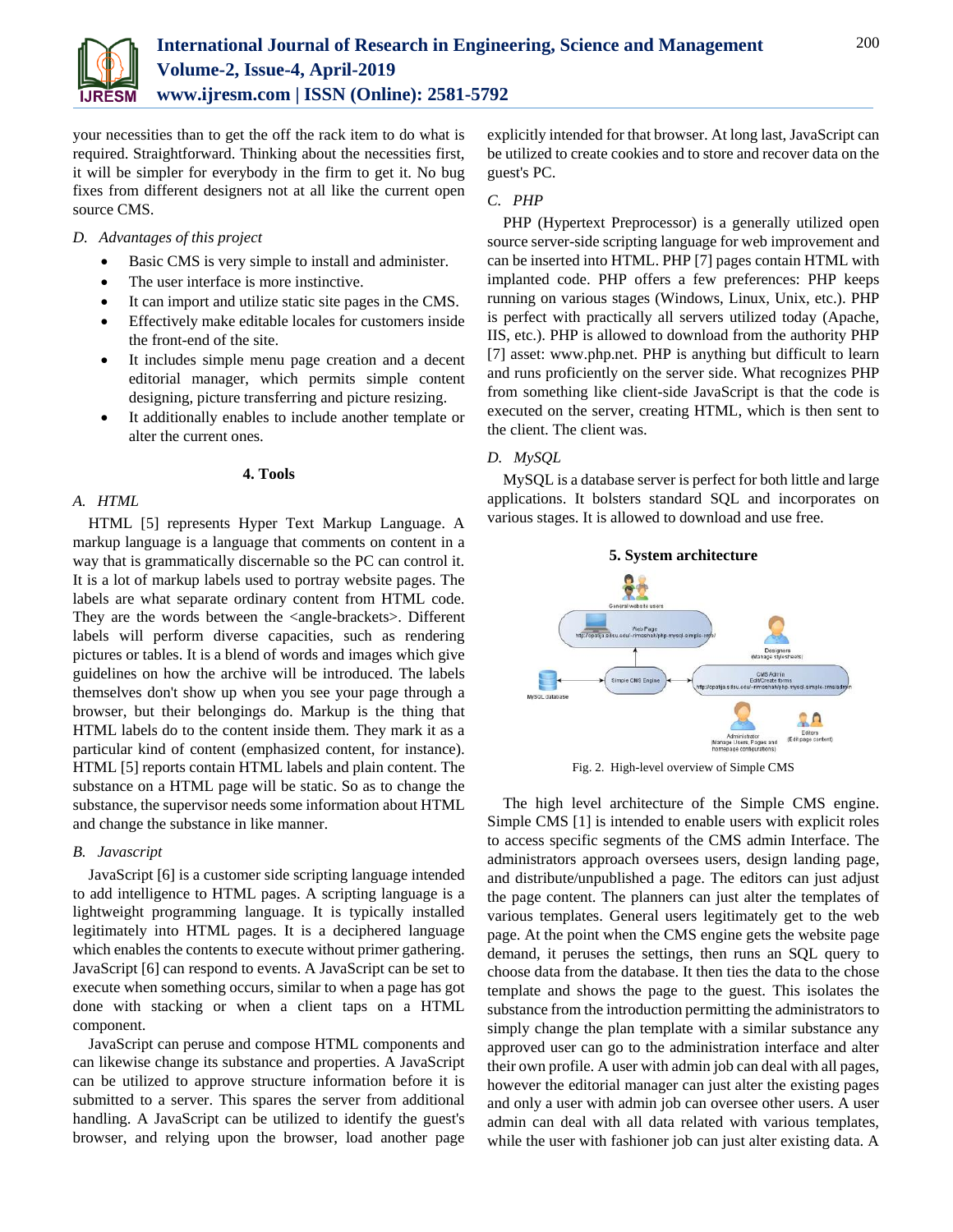your necessities than to get the off the rack item to do what is required. Straightforward. Thinking about the necessities first, it will be simpler for everybody in the firm to get it. No bug fixes from different designers not at all like the current open source CMS.

*D. Advantages of this project*

- Basic CMS is very simple to install and administer.
- The user interface is more instinctive.
- It can import and utilize static site pages in the CMS.
- Effectively make editable locales for customers inside the front-end of the site.
- It includes simple menu page creation and a decent editorial manager, which permits simple content designing, picture transferring and picture resizing.
- It additionally enables to include another template or alter the current ones.

## 4. Tools

*A. HTML*

HTML [5] represents Hyper Text Markup Language. A markup language is a language that comments on content in a way that is grammatically discernable so the PC can control it. It is a lot of markup labels used to portray website pages. The labels are what separate ordinary content from HTML code. They are the words between the <angle-brackets>. Different labels will perform diverse capacities, such as rendering pictures or tables. It is a blend of words and images which give guidelines on how the archive will be introduced. The labels themselves don't show up when you see your page through a browser, but their belongings do. Markup is the thing that HTML labels do to the content inside them. They mark it as a particular kind of content (emphasized content, for instance). HTML [5] reports contain HTML labels and plain content. The substance on a HTML page will be static. So as to change the substance, the supervisor needs some information about HTML and change the substance in like manner.

*B. Javascript*

JavaScript [6] is a customer side scripting language intended to add intelligence to HTML pages. A scripting language is a lightweight programming language. It is typically installed legitimately into HTML pages. It is a deciphered language which enables the contents to execute without primer gathering. JavaScript [6] can respond to events. A JavaScript can be set to execute when something occurs, similar to when a page has got done with stacking or when a client taps on a HTML component.

JavaScript can peruse and compose HTML components and can likewise change its substance and properties. A JavaScript can be utilized to approve structure information before it is submitted to a server. This spares the server from additional handling. A JavaScript can be utilized to identify the guest's browser, and relying upon the browser, load another page explicitly intended for that browser. At long last, JavaScript can be utilized to create cookies and to store and recover data on the guest's PC.

*C. PHP*

PHP (Hypertext Preprocessor) is a generally utilized open source server-side scripting language for web improvement and can be inserted into HTML. PHP [7] pages contain HTML with implanted code. PHP offers a few preferences: PHP keeps running on various stages (Windows, Linux, Unix, etc.). PHP is perfect with practically all servers utilized today (Apache, IIS, etc.). PHP is allowed to download from the authority PHP [7] asset: www.php.net. PHP is anything but difficult to learn and runs proficiently on the server side. What recognizes PHP from something like client-side JavaScript is that the code is executed on the server, creating HTML, which is then sent to the client. The client was.

*D. MySQL*

MySQL is a database server is perfect for both little and large applications. It bolsters standard SQL and incorporates on various stages. It is allowed to download and use free.

## 5. System architecture

Fig. 2. High-level overview of Simple CMS

The high level architecture of the Simple CMS engine. Simple CMS [1] is intended to enable users with explicit roles to access specific segments of the CMS admin Interface. The administrators approach oversees users, design landing page, and distribute/unpublished a page. The editors can just adjust the page content. The planners can just alter the templates of various templates. General users legitimately get to the web page. At the point when the CMS engine gets the website page demand, it peruses the settings, then runs an SQL query to choose data from the database. It then ties the data to the chose template and shows the page to the guest. This isolates the substance from the introduction permitting the administrators to simply change the plan template with a similar substance any approved user can go to the administration interface and alter their own profile. A user with admin job can deal with all pages, however the editorial manager can just alter the existing pages and only a user with admin job can oversee other users. A user admin can deal with all data related with various templates, while the user with fashioner job can just alter existing data. A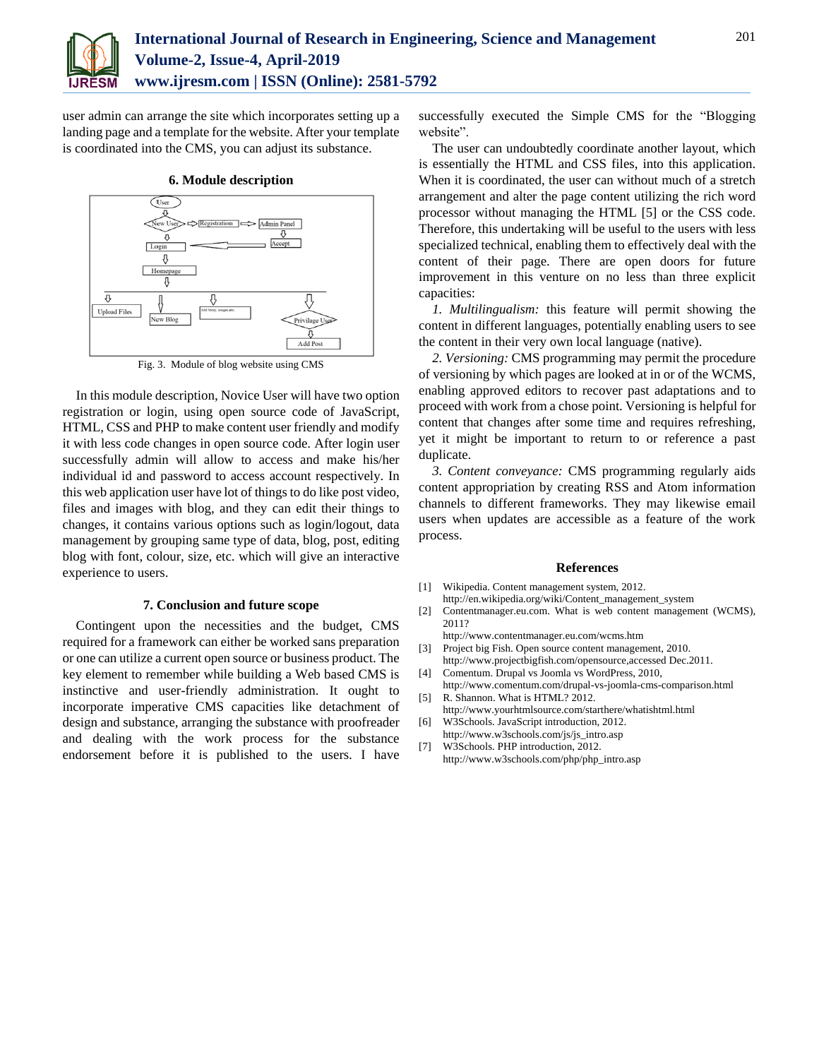user admin can arrange the site which incorporates setting up a landing page and a template for the website. After your template is coordinated into the CMS, you can adjust its substance.

### 6. Module description

User

New User

Registration

Admin Panel

Login

Accept

Homepage

Upload Files

New Blog

Add Story, images,etc.

Privilage User

Add Post

Fig. 3. Module of blog website using CMS

In this module description, Novice User will have two option registration or login, using open source code of JavaScript, HTML, CSS and PHP to make content user friendly and modify it with less code changes in open source code. After login user successfully admin will allow to access and make his/her individual id and password to access account respectively. In this web application user have lot of things to do like post video, files and images with blog, and they can edit their things to changes, it contains various options such as login/logout, data management by grouping same type of data, blog, post, editing blog with font, colour, size, etc. which will give an interactive experience to users.

### 7. Conclusion and future scope

Contingent upon the necessities and the budget, CMS required for a framework can either be worked sans preparation or one can utilize a current open source or business product. The key element to remember while building a Web based CMS is instinctive and user-friendly administration. It ought to incorporate imperative CMS capacities like detachment of design and substance, arranging the substance with proofreader and dealing with the work process for the substance endorsement before it is published to the users. I have successfully executed the Simple CMS for the "Blogging website".

The user can undoubtedly coordinate another layout, which is essentially the HTML and CSS files, into this application. When it is coordinated, the user can without much of a stretch arrangement and alter the page content utilizing the rich word processor without managing the HTML [5] or the CSS code. Therefore, this undertaking will be useful to the users with less specialized technical, enabling them to effectively deal with the content of their page. There are open doors for future improvement in this venture on no less than three explicit capacities:

*1. Multilingualism:* this feature will permit showing the content in different languages, potentially enabling users to see the content in their very own local language (native).

*2. Versioning:* CMS programming may permit the procedure of versioning by which pages are looked at in or of the WCMS, enabling approved editors to recover past adaptations and to proceed with work from a chose point. Versioning is helpful for content that changes after some time and requires refreshing, yet it might be important to return to or reference a past duplicate.

*3. Content conveyance:* CMS programming regularly aids content appropriation by creating RSS and Atom information channels to different frameworks. They may likewise email users when updates are accessible as a feature of the work process.

### References

[1] Wikipedia. Content management system, 2012. http://en.wikipedia.org/wiki/Content_management_system

[2] Contentmanager.eu.com. What is web content management (WCMS), 2011? http://www.contentmanager.eu.com/wcms.htm

[3] Project big Fish. Open source content management, 2010. http://www.projectbigfish.com/opensource,accessed Dec.2011.

[4] Comentum. Drupal vs Joomla vs WordPress, 2010, http://www.comentum.com/drupal-vs-joomla-cms-comparison.html

[5] R. Shannon. What is HTML? 2012. http://www.yourhtmlsource.com/starthere/whatishtml.html

[6] W3Schools. JavaScript introduction, 2012. http://www.w3schools.com/js/js_intro.asp

[7] W3Schools. PHP introduction, 2012. http://www.w3schools.com/php/php_intro.asp